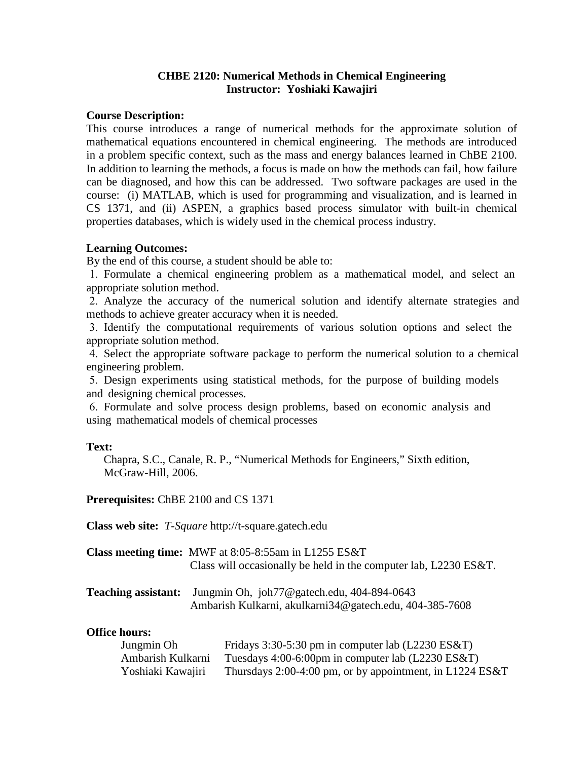# CHBE 2120: Numerical Methods in Chemical Engineering
## Instructor: Yoshiaki Kawajiri

**Course Description:**

This course introduces a range of numerical methods for the approximate solution of mathematical equations encountered in chemical engineering. The methods are introduced in a problem specific context, such as the mass and energy balances learned in ChBE 2100. In addition to learning the methods, a focus is made on how the methods can fail, how failure can be diagnosed, and how this can be addressed. Two software packages are used in the course: (i) MATLAB, which is used for programming and visualization, and is learned in CS 1371, and (ii) ASPEN, a graphics based process simulator with built-in chemical properties databases, which is widely used in the chemical process industry.

**Learning Outcomes:**

By the end of this course, a student should be able to:

1. Formulate a chemical engineering problem as a mathematical model, and select an appropriate solution method.
2. Analyze the accuracy of the numerical solution and identify alternate strategies and methods to achieve greater accuracy when it is needed.
3. Identify the computational requirements of various solution options and select the appropriate solution method.
4. Select the appropriate software package to perform the numerical solution to a chemical engineering problem.
5. Design experiments using statistical methods, for the purpose of building models and designing chemical processes.
6. Formulate and solve process design problems, based on economic analysis and using mathematical models of chemical processes

**Text:**

Chapra, S.C., Canale, R. P., "Numerical Methods for Engineers," Sixth edition, McGraw-Hill, 2006.

**Prerequisites:** ChBE 2100 and CS 1371

**Class web site:** *T-Square* http://t-square.gatech.edu

**Class meeting time:** MWF at 8:05-8:55am in L1255 ES&T
Class will occasionally be held in the computer lab, L2230 ES&T.

**Teaching assistant:** Jungmin Oh, joh77@gatech.edu, 404-894-0643
Ambarish Kulkarni, akulkarni34@gatech.edu, 404-385-7608

**Office hours:**

| | |
|---|---|
| Jungmin Oh | Fridays 3:30-5:30 pm in computer lab (L2230 ES&T) |
| Ambarish Kulkarni | Tuesdays 4:00-6:00pm in computer lab (L2230 ES&T) |
| Yoshiaki Kawajiri | Thursdays 2:00-4:00 pm, or by appointment, in L1224 ES&T |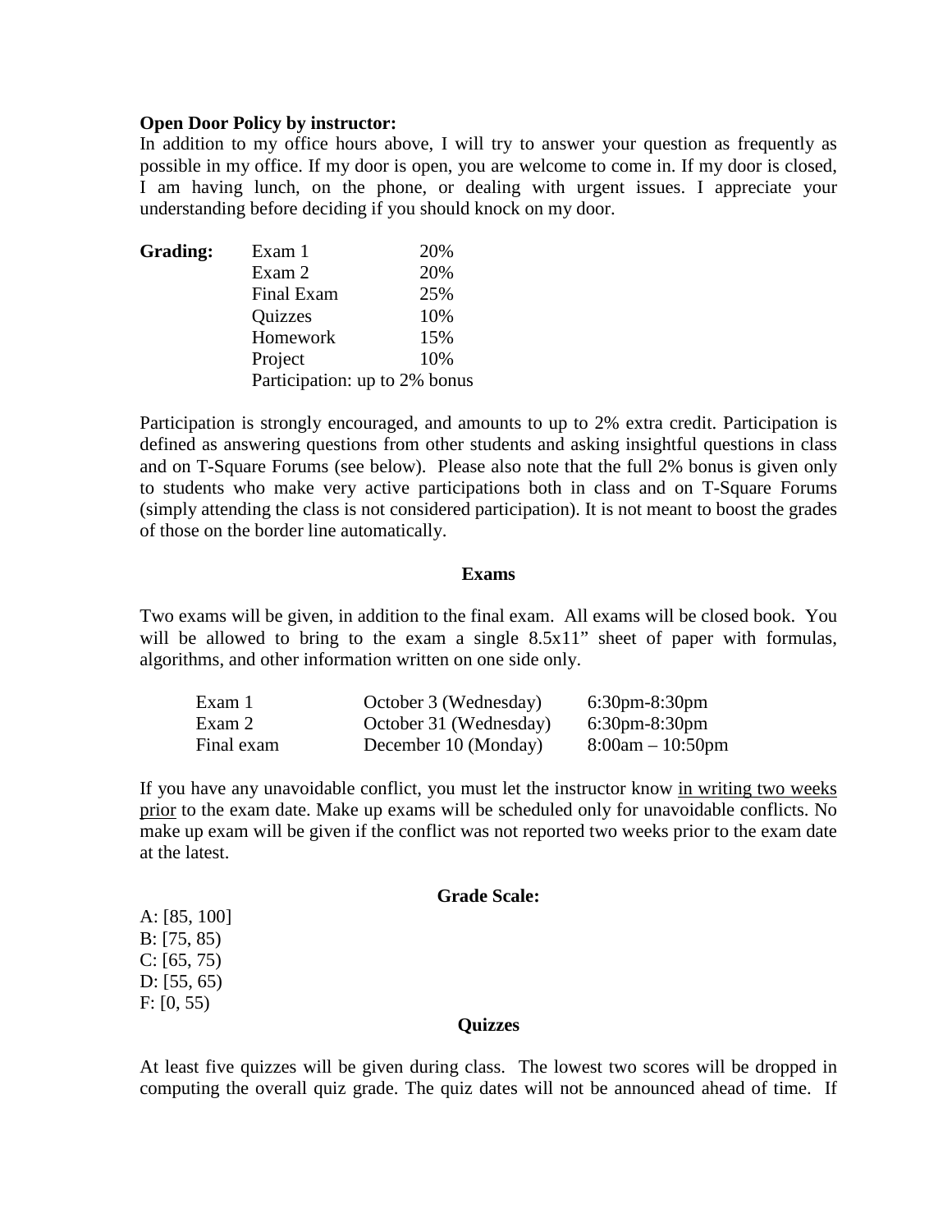**Open Door Policy by instructor:**
In addition to my office hours above, I will try to answer your question as frequently as possible in my office. If my door is open, you are welcome to come in. If my door is closed, I am having lunch, on the phone, or dealing with urgent issues. I appreciate your understanding before deciding if you should knock on my door.

**Grading:**

| | |
|---|---|
| Exam 1 | 20% |
| Exam 2 | 20% |
| Final Exam | 25% |
| Quizzes | 10% |
| Homework | 15% |
| Project | 10% |
| Participation: up to 2% bonus | |

Participation is strongly encouraged, and amounts to up to 2% extra credit. Participation is defined as answering questions from other students and asking insightful questions in class and on T-Square Forums (see below). Please also note that the full 2% bonus is given only to students who make very active participations both in class and on T-Square Forums (simply attending the class is not considered participation). It is not meant to boost the grades of those on the border line automatically.

## Exams

Two exams will be given, in addition to the final exam. All exams will be closed book. You will be allowed to bring to the exam a single 8.5x11" sheet of paper with formulas, algorithms, and other information written on one side only.

| | | |
|---|---|---|
| Exam 1 | October 3 (Wednesday) | 6:30pm-8:30pm |
| Exam 2 | October 31 (Wednesday) | 6:30pm-8:30pm |
| Final exam | December 10 (Monday) | 8:00am – 10:50pm |

If you have any unavoidable conflict, you must let the instructor know in writing two weeks prior to the exam date. Make up exams will be scheduled only for unavoidable conflicts. No make up exam will be given if the conflict was not reported two weeks prior to the exam date at the latest.

## Grade Scale:

A: [85, 100]
B: [75, 85)
C: [65, 75)
D: [55, 65)
F: [0, 55)

## Quizzes

At least five quizzes will be given during class. The lowest two scores will be dropped in computing the overall quiz grade. The quiz dates will not be announced ahead of time. If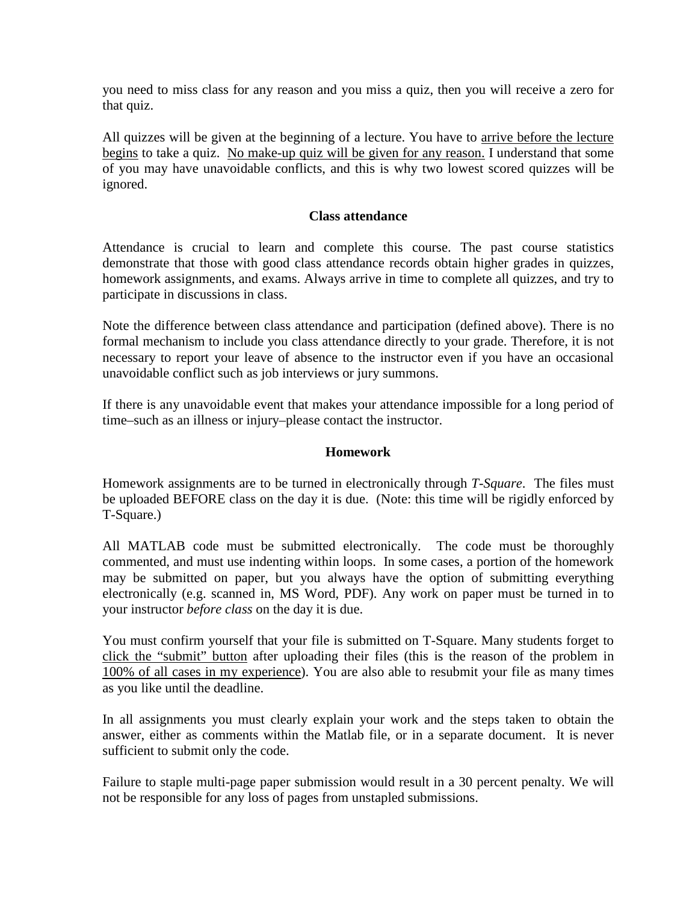you need to miss class for any reason and you miss a quiz, then you will receive a zero for that quiz.

All quizzes will be given at the beginning of a lecture. You have to <u>arrive before the lecture begins</u> to take a quiz. <u>No make-up quiz will be given for any reason.</u> I understand that some of you may have unavoidable conflicts, and this is why two lowest scored quizzes will be ignored.

### Class attendance

Attendance is crucial to learn and complete this course. The past course statistics demonstrate that those with good class attendance records obtain higher grades in quizzes, homework assignments, and exams. Always arrive in time to complete all quizzes, and try to participate in discussions in class.

Note the difference between class attendance and participation (defined above). There is no formal mechanism to include you class attendance directly to your grade. Therefore, it is not necessary to report your leave of absence to the instructor even if you have an occasional unavoidable conflict such as job interviews or jury summons.

If there is any unavoidable event that makes your attendance impossible for a long period of time–such as an illness or injury–please contact the instructor.

### Homework

Homework assignments are to be turned in electronically through *T-Square*. The files must be uploaded BEFORE class on the day it is due. (Note: this time will be rigidly enforced by T-Square.)

All MATLAB code must be submitted electronically. The code must be thoroughly commented, and must use indenting within loops. In some cases, a portion of the homework may be submitted on paper, but you always have the option of submitting everything electronically (e.g. scanned in, MS Word, PDF). Any work on paper must be turned in to your instructor *before class* on the day it is due.

You must confirm yourself that your file is submitted on T-Square. Many students forget to <u>click the "submit" button</u> after uploading their files (this is the reason of the problem in <u>100% of all cases in my experience</u>). You are also able to resubmit your file as many times as you like until the deadline.

In all assignments you must clearly explain your work and the steps taken to obtain the answer, either as comments within the Matlab file, or in a separate document. It is never sufficient to submit only the code.

Failure to staple multi-page paper submission would result in a 30 percent penalty. We will not be responsible for any loss of pages from unstapled submissions.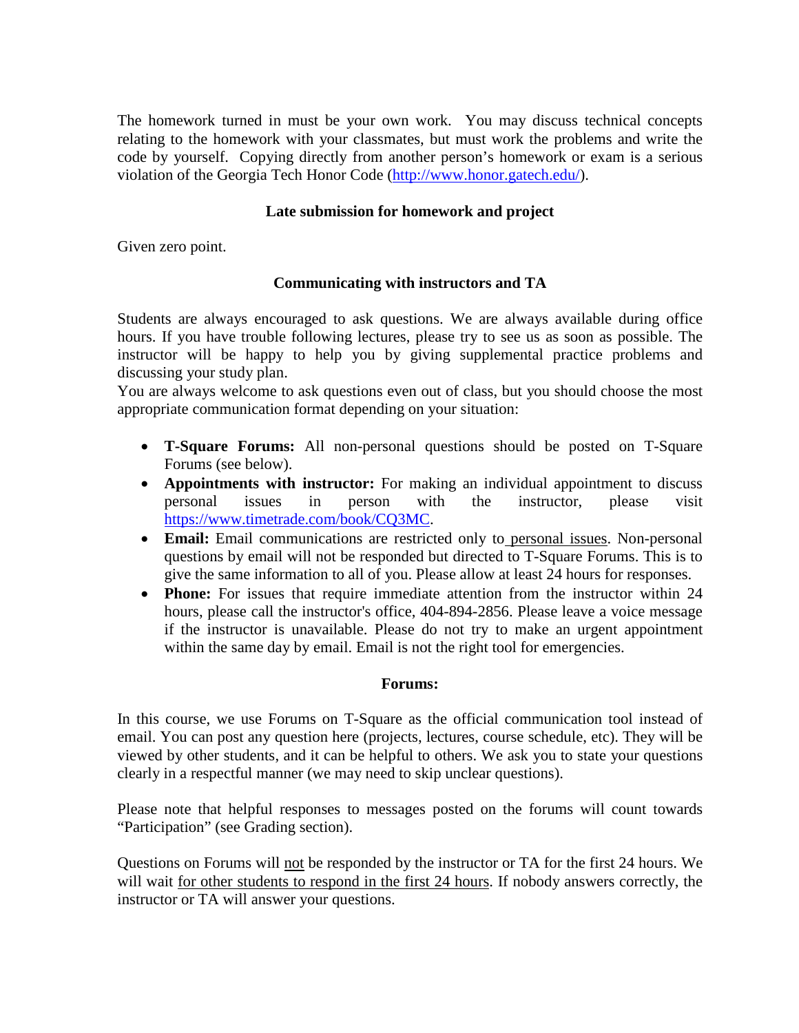The homework turned in must be your own work. You may discuss technical concepts relating to the homework with your classmates, but must work the problems and write the code by yourself. Copying directly from another person's homework or exam is a serious violation of the Georgia Tech Honor Code ([http://www.honor.gatech.edu/](http://www.honor.gatech.edu/)).

**Late submission for homework and project**

Given zero point.

**Communicating with instructors and TA**

Students are always encouraged to ask questions. We are always available during office hours. If you have trouble following lectures, please try to see us as soon as possible. The instructor will be happy to help you by giving supplemental practice problems and discussing your study plan.

You are always welcome to ask questions even out of class, but you should choose the most appropriate communication format depending on your situation:

- **T-Square Forums:** All non-personal questions should be posted on T-Square Forums (see below).
- **Appointments with instructor:** For making an individual appointment to discuss personal issues in person with the instructor, please visit [https://www.timetrade.com/book/CQ3MC](https://www.timetrade.com/book/CQ3MC).
- **Email:** Email communications are restricted only to personal issues. Non-personal questions by email will not be responded but directed to T-Square Forums. This is to give the same information to all of you. Please allow at least 24 hours for responses.
- **Phone:** For issues that require immediate attention from the instructor within 24 hours, please call the instructor's office, 404-894-2856. Please leave a voice message if the instructor is unavailable. Please do not try to make an urgent appointment within the same day by email. Email is not the right tool for emergencies.

**Forums:**

In this course, we use Forums on T-Square as the official communication tool instead of email. You can post any question here (projects, lectures, course schedule, etc). They will be viewed by other students, and it can be helpful to others. We ask you to state your questions clearly in a respectful manner (we may need to skip unclear questions).

Please note that helpful responses to messages posted on the forums will count towards "Participation" (see Grading section).

Questions on Forums will not be responded by the instructor or TA for the first 24 hours. We will wait for other students to respond in the first 24 hours. If nobody answers correctly, the instructor or TA will answer your questions.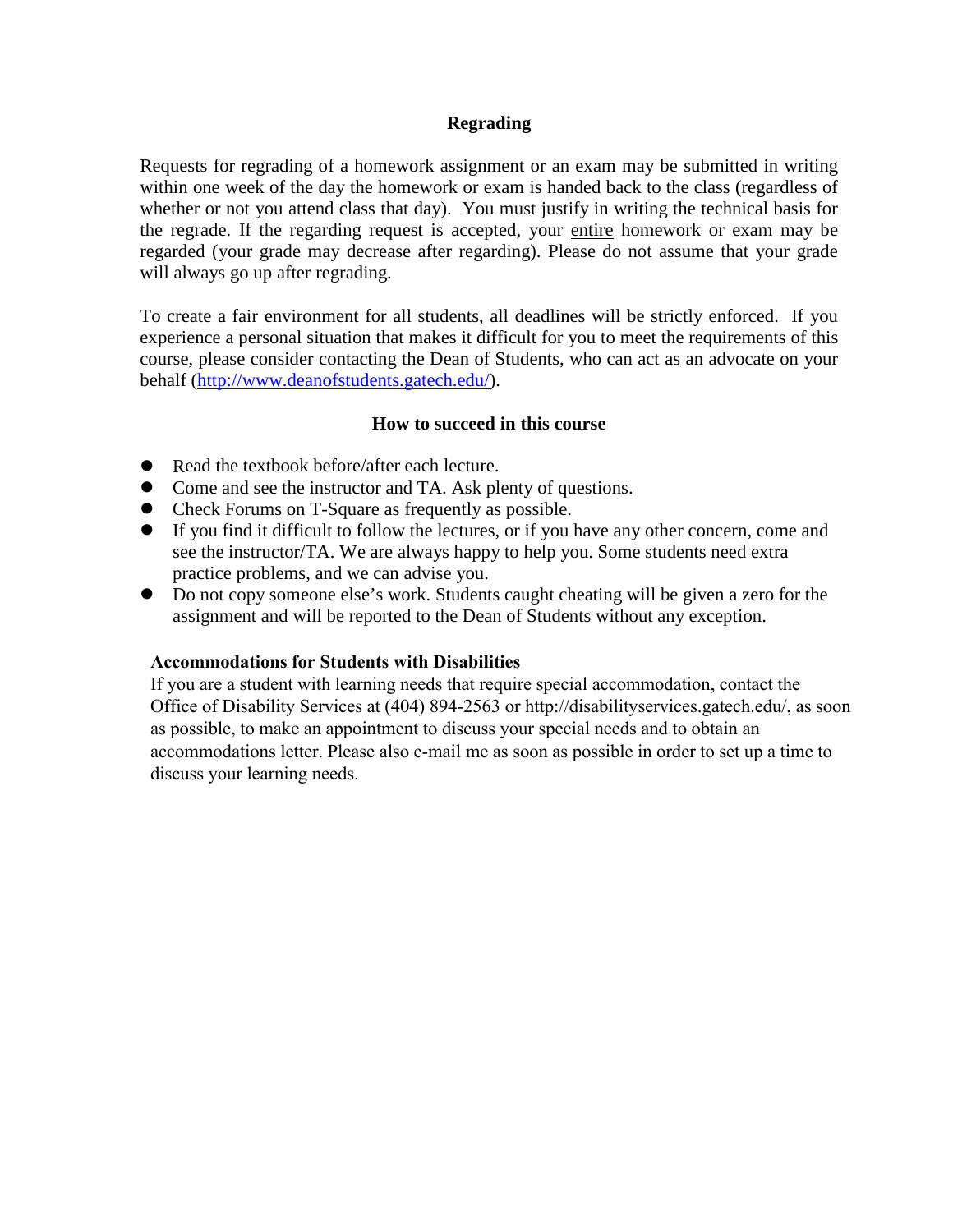## Regrading

Requests for regrading of a homework assignment or an exam may be submitted in writing within one week of the day the homework or exam is handed back to the class (regardless of whether or not you attend class that day). You must justify in writing the technical basis for the regrade. If the regarding request is accepted, your entire homework or exam may be regarded (your grade may decrease after regarding). Please do not assume that your grade will always go up after regrading.

To create a fair environment for all students, all deadlines will be strictly enforced. If you experience a personal situation that makes it difficult for you to meet the requirements of this course, please consider contacting the Dean of Students, who can act as an advocate on your behalf (http://www.deanofstudents.gatech.edu/).

## How to succeed in this course

- Read the textbook before/after each lecture.
- Come and see the instructor and TA. Ask plenty of questions.
- Check Forums on T-Square as frequently as possible.
- If you find it difficult to follow the lectures, or if you have any other concern, come and see the instructor/TA. We are always happy to help you. Some students need extra practice problems, and we can advise you.
- Do not copy someone else's work. Students caught cheating will be given a zero for the assignment and will be reported to the Dean of Students without any exception.

**Accommodations for Students with Disabilities**

If you are a student with learning needs that require special accommodation, contact the Office of Disability Services at (404) 894-2563 or http://disabilityservices.gatech.edu/, as soon as possible, to make an appointment to discuss your special needs and to obtain an accommodations letter. Please also e-mail me as soon as possible in order to set up a time to discuss your learning needs.